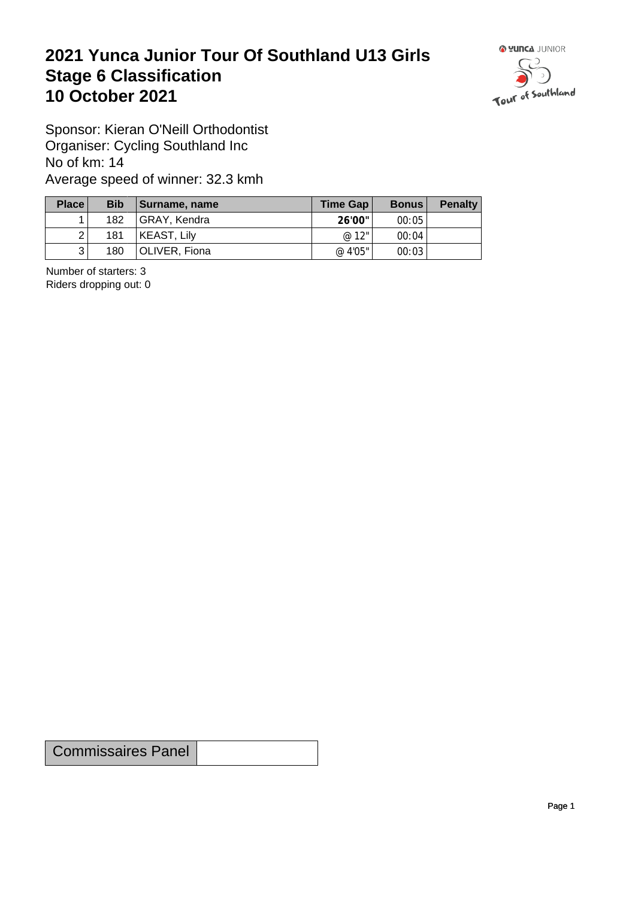# 2021 Yunca Junior Tour Of Southland U13 Girls
# Stage 6 Classification
# 10 October 2021

Sponsor: Kieran O'Neill Orthodontist
Organiser: Cycling Southland Inc
No of km: 14
Average speed of winner: 32.3 kmh

| Place | Bib | Surname, name | Time Gap | Bonus | Penalty |
|---|---|---|---|---|---|
| 1 | 182 | GRAY, Kendra | **26'00"** | 00:05 | |
| 2 | 181 | KEAST, Lily | @ 12" | 00:04 | |
| 3 | 180 | OLIVER, Fiona | @ 4'05" | 00:03 | |

Number of starters: 3
Riders dropping out: 0

| Commissaires Panel | |
|---|---|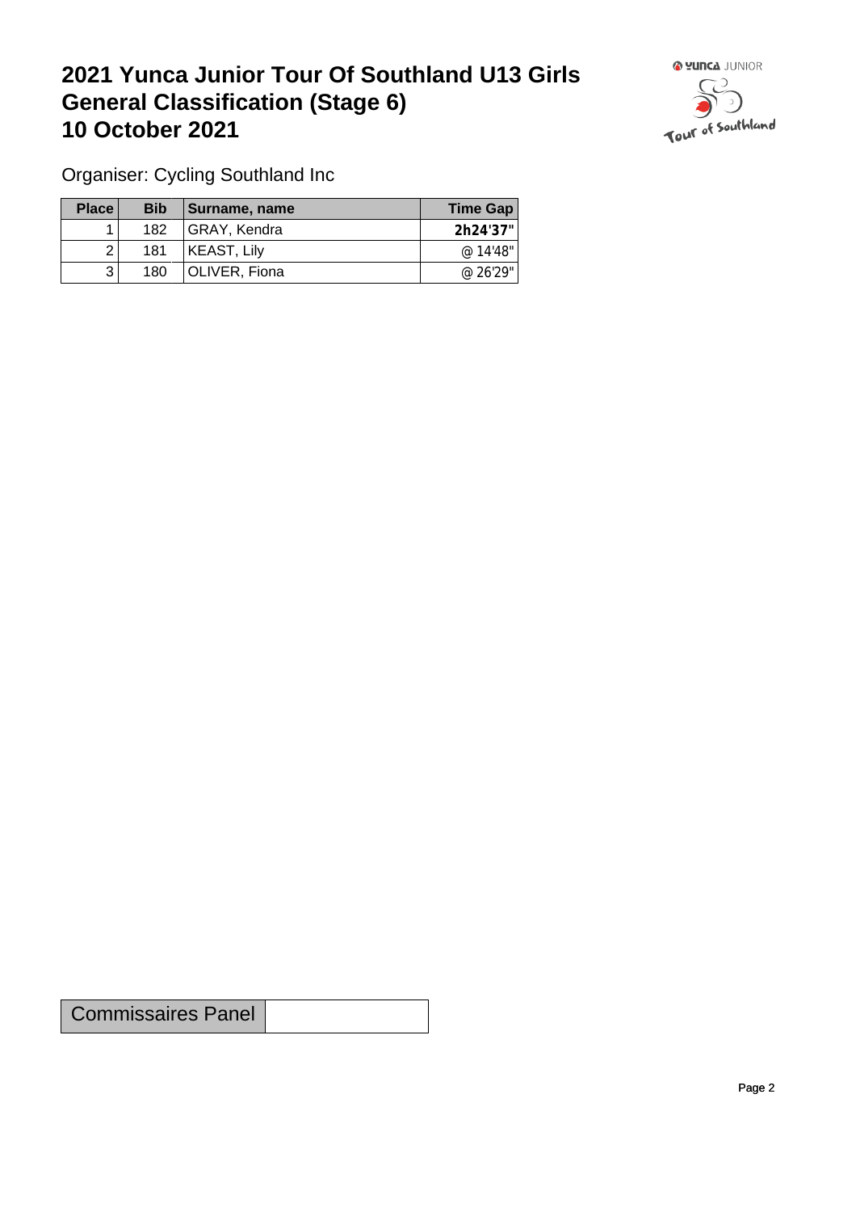# 2021 Yunca Junior Tour Of Southland U13 Girls General Classification (Stage 6) 10 October 2021

Organiser: Cycling Southland Inc

| Place | Bib | Surname, name | Time Gap |
|---|---|---|---|
| 1 | 182 | GRAY, Kendra | **2h24'37"** |
| 2 | 181 | KEAST, Lily | @ 14'48" |
| 3 | 180 | OLIVER, Fiona | @ 26'29" |

| Commissaires Panel | |
|---|---|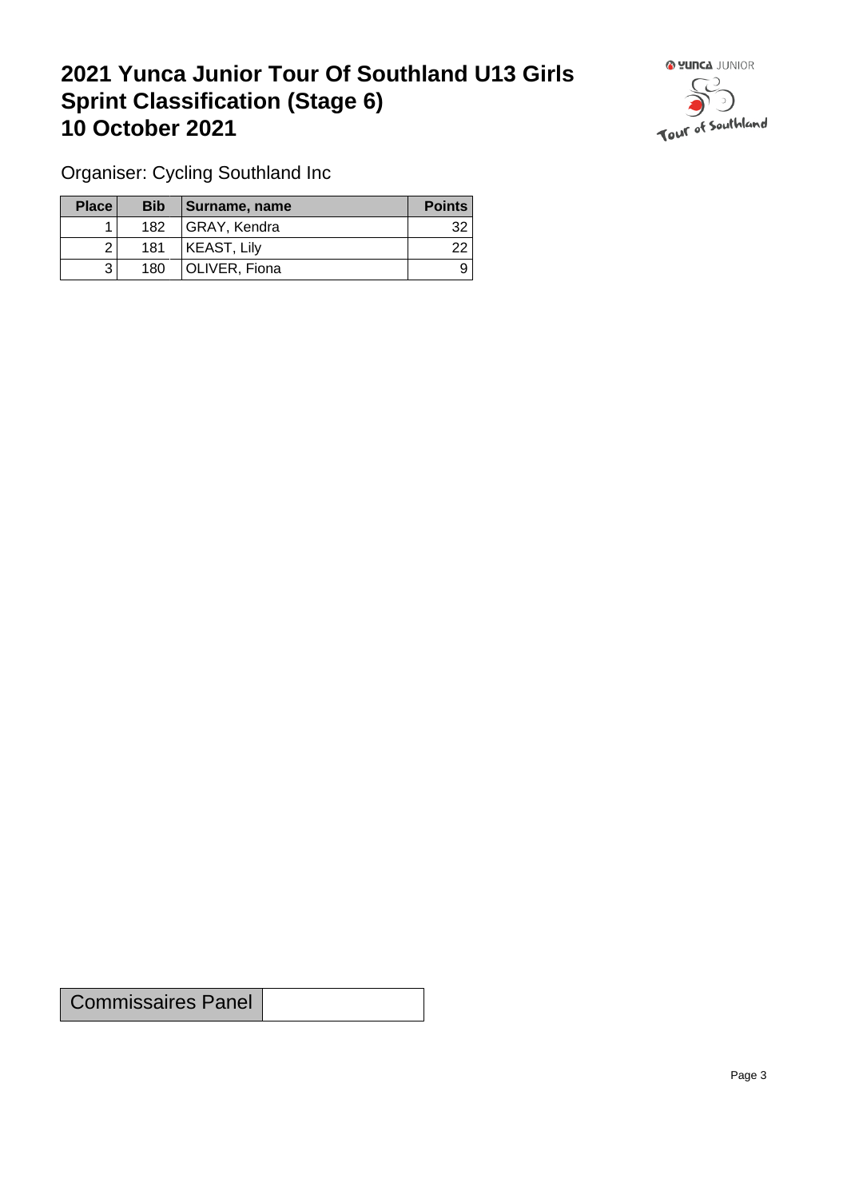# 2021 Yunca Junior Tour Of Southland U13 Girls Sprint Classification (Stage 6) 10 October 2021

Organiser: Cycling Southland Inc

| Place | Bib | Surname, name | Points |
|---|---|---|---|
| 1 | 182 | GRAY, Kendra | 32 |
| 2 | 181 | KEAST, Lily | 22 |
| 3 | 180 | OLIVER, Fiona | 9 |

| Commissaires Panel | |
|---|---|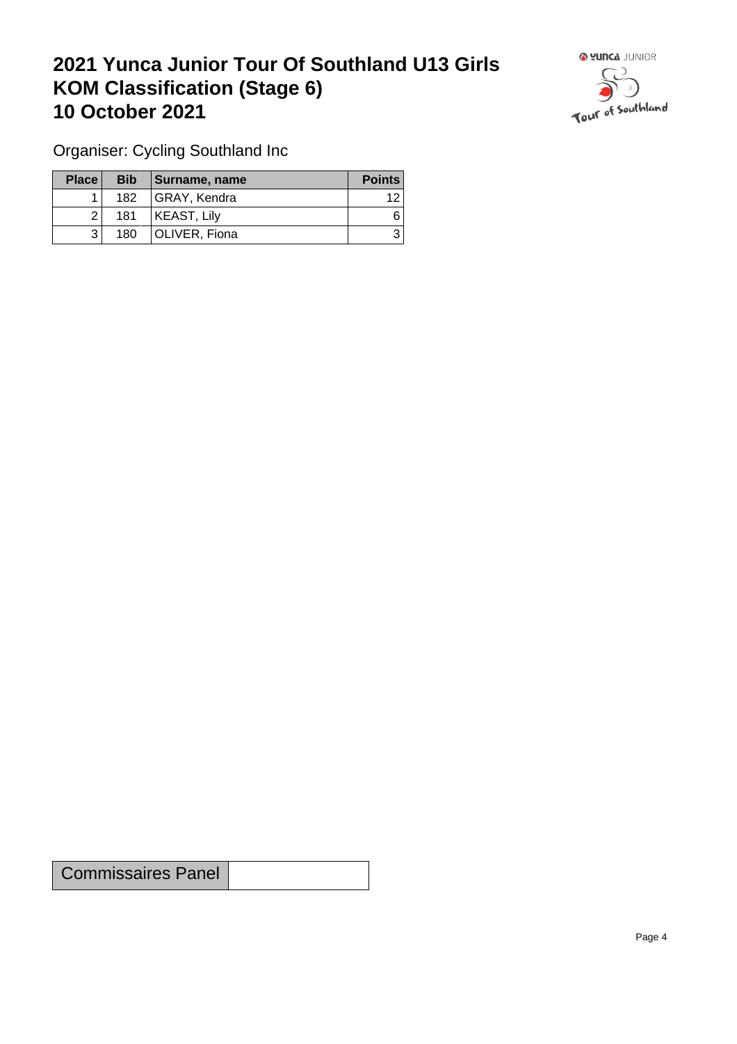# 2021 Yunca Junior Tour Of Southland U13 Girls KOM Classification (Stage 6) 10 October 2021

Organiser: Cycling Southland Inc

| Place | Bib | Surname, name | Points |
|---|---|---|---|
| 1 | 182 | GRAY, Kendra | 12 |
| 2 | 181 | KEAST, Lily | 6 |
| 3 | 180 | OLIVER, Fiona | 3 |

| Commissaires Panel | |
|---|---|